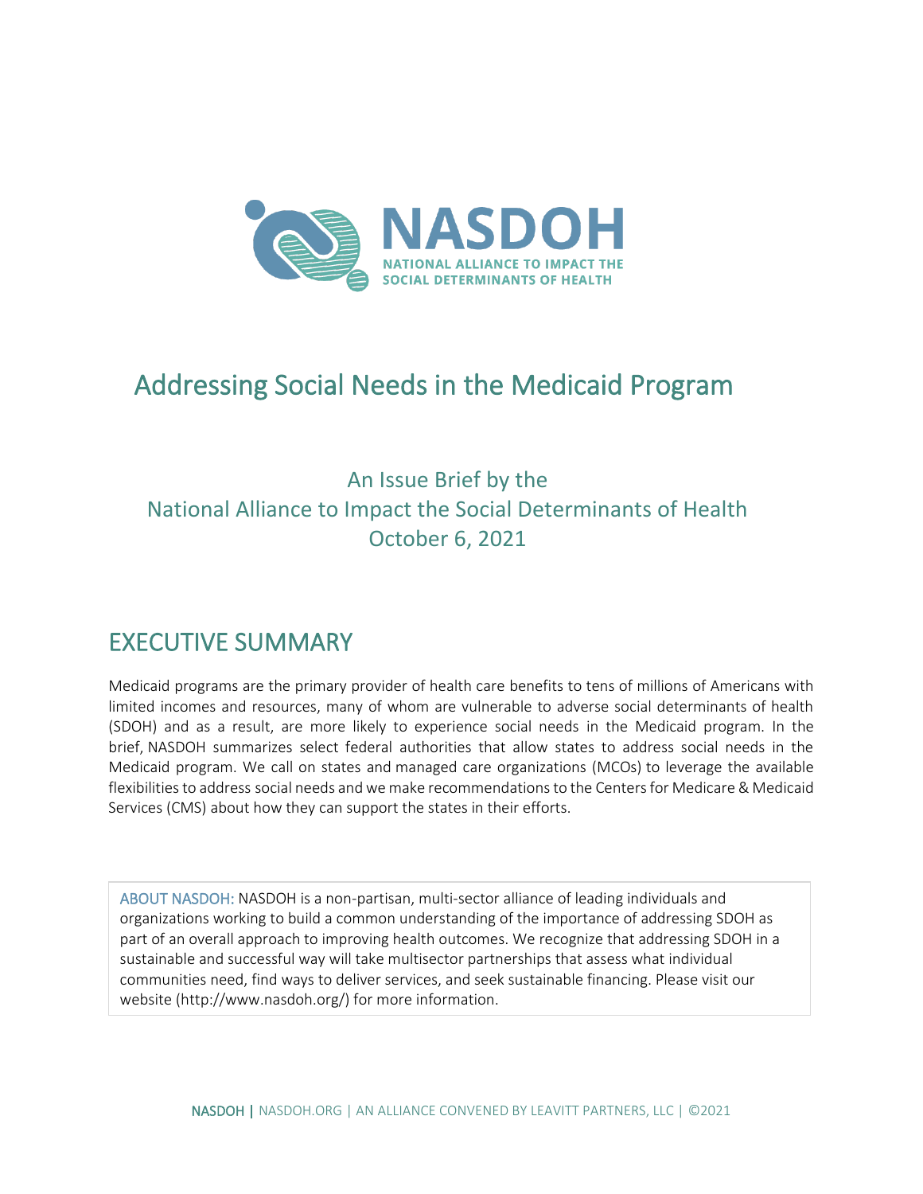NASDOH

NATIONAL ALLIANCE TO IMPACT THE SOCIAL DETERMINANTS OF HEALTH

# Addressing Social Needs in the Medicaid Program

An Issue Brief by the
National Alliance to Impact the Social Determinants of Health
October 6, 2021

## EXECUTIVE SUMMARY

Medicaid programs are the primary provider of health care benefits to tens of millions of Americans with limited incomes and resources, many of whom are vulnerable to adverse social determinants of health (SDOH) and as a result, are more likely to experience social needs in the Medicaid program. In the brief, NASDOH summarizes select federal authorities that allow states to address social needs in the Medicaid program. We call on states and managed care organizations (MCOs) to leverage the available flexibilities to address social needs and we make recommendations to the Centers for Medicare & Medicaid Services (CMS) about how they can support the states in their efforts.

ABOUT NASDOH: NASDOH is a non-partisan, multi-sector alliance of leading individuals and organizations working to build a common understanding of the importance of addressing SDOH as part of an overall approach to improving health outcomes. We recognize that addressing SDOH in a sustainable and successful way will take multisector partnerships that assess what individual communities need, find ways to deliver services, and seek sustainable financing. Please visit our website (http://www.nasdoh.org/) for more information.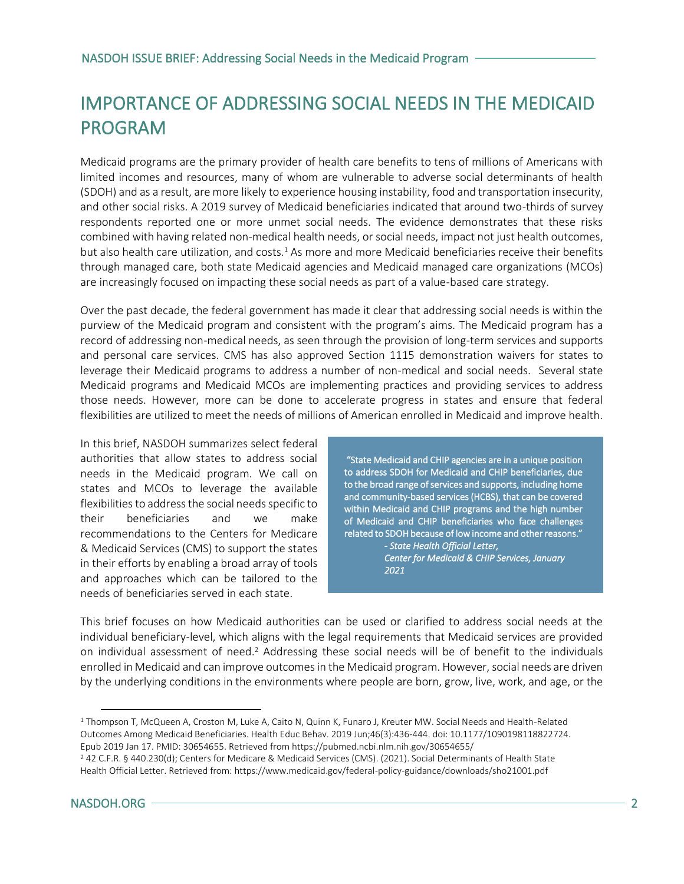# IMPORTANCE OF ADDRESSING SOCIAL NEEDS IN THE MEDICAID PROGRAM

Medicaid programs are the primary provider of health care benefits to tens of millions of Americans with limited incomes and resources, many of whom are vulnerable to adverse social determinants of health (SDOH) and as a result, are more likely to experience housing instability, food and transportation insecurity, and other social risks. A 2019 survey of Medicaid beneficiaries indicated that around two-thirds of survey respondents reported one or more unmet social needs. The evidence demonstrates that these risks combined with having related non-medical health needs, or social needs, impact not just health outcomes, but also health care utilization, and costs.[1] As more and more Medicaid beneficiaries receive their benefits through managed care, both state Medicaid agencies and Medicaid managed care organizations (MCOs) are increasingly focused on impacting these social needs as part of a value-based care strategy.

Over the past decade, the federal government has made it clear that addressing social needs is within the purview of the Medicaid program and consistent with the program's aims. The Medicaid program has a record of addressing non-medical needs, as seen through the provision of long-term services and supports and personal care services. CMS has also approved Section 1115 demonstration waivers for states to leverage their Medicaid programs to address a number of non-medical and social needs. Several state Medicaid programs and Medicaid MCOs are implementing practices and providing services to address those needs. However, more can be done to accelerate progress in states and ensure that federal flexibilities are utilized to meet the needs of millions of American enrolled in Medicaid and improve health.

In this brief, NASDOH summarizes select federal authorities that allow states to address social needs in the Medicaid program. We call on states and MCOs to leverage the available flexibilities to address the social needs specific to their beneficiaries and we make recommendations to the Centers for Medicare & Medicaid Services (CMS) to support the states in their efforts by enabling a broad array of tools and approaches which can be tailored to the needs of beneficiaries served in each state.

> "State Medicaid and CHIP agencies are in a unique position to address SDOH for Medicaid and CHIP beneficiaries, due to the broad range of services and supports, including home and community-based services (HCBS), that can be covered within Medicaid and CHIP programs and the high number of Medicaid and CHIP beneficiaries who face challenges related to SDOH because of low income and other reasons."
>
> *- State Health Official Letter, Center for Medicaid & CHIP Services, January 2021*

This brief focuses on how Medicaid authorities can be used or clarified to address social needs at the individual beneficiary-level, which aligns with the legal requirements that Medicaid services are provided on individual assessment of need.[2] Addressing these social needs will be of benefit to the individuals enrolled in Medicaid and can improve outcomes in the Medicaid program. However, social needs are driven by the underlying conditions in the environments where people are born, grow, live, work, and age, or the

---

[1] Thompson T, McQueen A, Croston M, Luke A, Caito N, Quinn K, Funaro J, Kreuter MW. Social Needs and Health-Related Outcomes Among Medicaid Beneficiaries. Health Educ Behav. 2019 Jun;46(3):436-444. doi: 10.1177/1090198118822724. Epub 2019 Jan 17. PMID: 30654655. Retrieved from https://pubmed.ncbi.nlm.nih.gov/30654655/

[2] 42 C.F.R. § 440.230(d); Centers for Medicare & Medicaid Services (CMS). (2021). Social Determinants of Health State Health Official Letter. Retrieved from: https://www.medicaid.gov/federal-policy-guidance/downloads/sho21001.pdf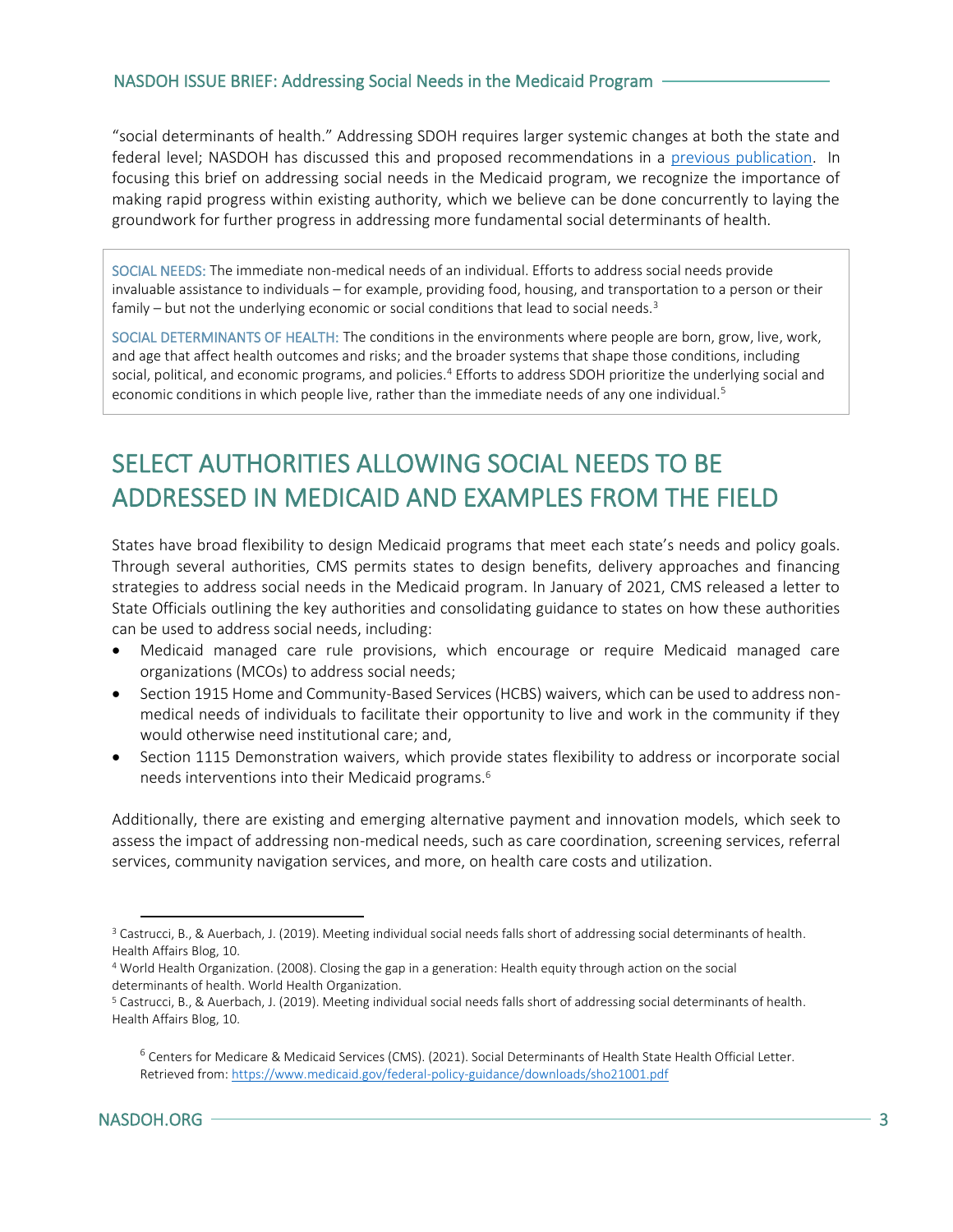"social determinants of health." Addressing SDOH requires larger systemic changes at both the state and federal level; NASDOH has discussed this and proposed recommendations in a previous publication. In focusing this brief on addressing social needs in the Medicaid program, we recognize the importance of making rapid progress within existing authority, which we believe can be done concurrently to laying the groundwork for further progress in addressing more fundamental social determinants of health.

> SOCIAL NEEDS: The immediate non-medical needs of an individual. Efforts to address social needs provide invaluable assistance to individuals – for example, providing food, housing, and transportation to a person or their family – but not the underlying economic or social conditions that lead to social needs.[3]
>
> SOCIAL DETERMINANTS OF HEALTH: The conditions in the environments where people are born, grow, live, work, and age that affect health outcomes and risks; and the broader systems that shape those conditions, including social, political, and economic programs, and policies.[4] Efforts to address SDOH prioritize the underlying social and economic conditions in which people live, rather than the immediate needs of any one individual.[5]

## SELECT AUTHORITIES ALLOWING SOCIAL NEEDS TO BE ADDRESSED IN MEDICAID AND EXAMPLES FROM THE FIELD

States have broad flexibility to design Medicaid programs that meet each state's needs and policy goals. Through several authorities, CMS permits states to design benefits, delivery approaches and financing strategies to address social needs in the Medicaid program. In January of 2021, CMS released a letter to State Officials outlining the key authorities and consolidating guidance to states on how these authorities can be used to address social needs, including:

- Medicaid managed care rule provisions, which encourage or require Medicaid managed care organizations (MCOs) to address social needs;
- Section 1915 Home and Community-Based Services (HCBS) waivers, which can be used to address non-medical needs of individuals to facilitate their opportunity to live and work in the community if they would otherwise need institutional care; and,
- Section 1115 Demonstration waivers, which provide states flexibility to address or incorporate social needs interventions into their Medicaid programs.[6]

Additionally, there are existing and emerging alternative payment and innovation models, which seek to assess the impact of addressing non-medical needs, such as care coordination, screening services, referral services, community navigation services, and more, on health care costs and utilization.

---

[3] Castrucci, B., & Auerbach, J. (2019). Meeting individual social needs falls short of addressing social determinants of health. Health Affairs Blog, 10.

[4] World Health Organization. (2008). Closing the gap in a generation: Health equity through action on the social determinants of health. World Health Organization.

[5] Castrucci, B., & Auerbach, J. (2019). Meeting individual social needs falls short of addressing social determinants of health. Health Affairs Blog, 10.

[6] Centers for Medicare & Medicaid Services (CMS). (2021). Social Determinants of Health State Health Official Letter. Retrieved from: https://www.medicaid.gov/federal-policy-guidance/downloads/sho21001.pdf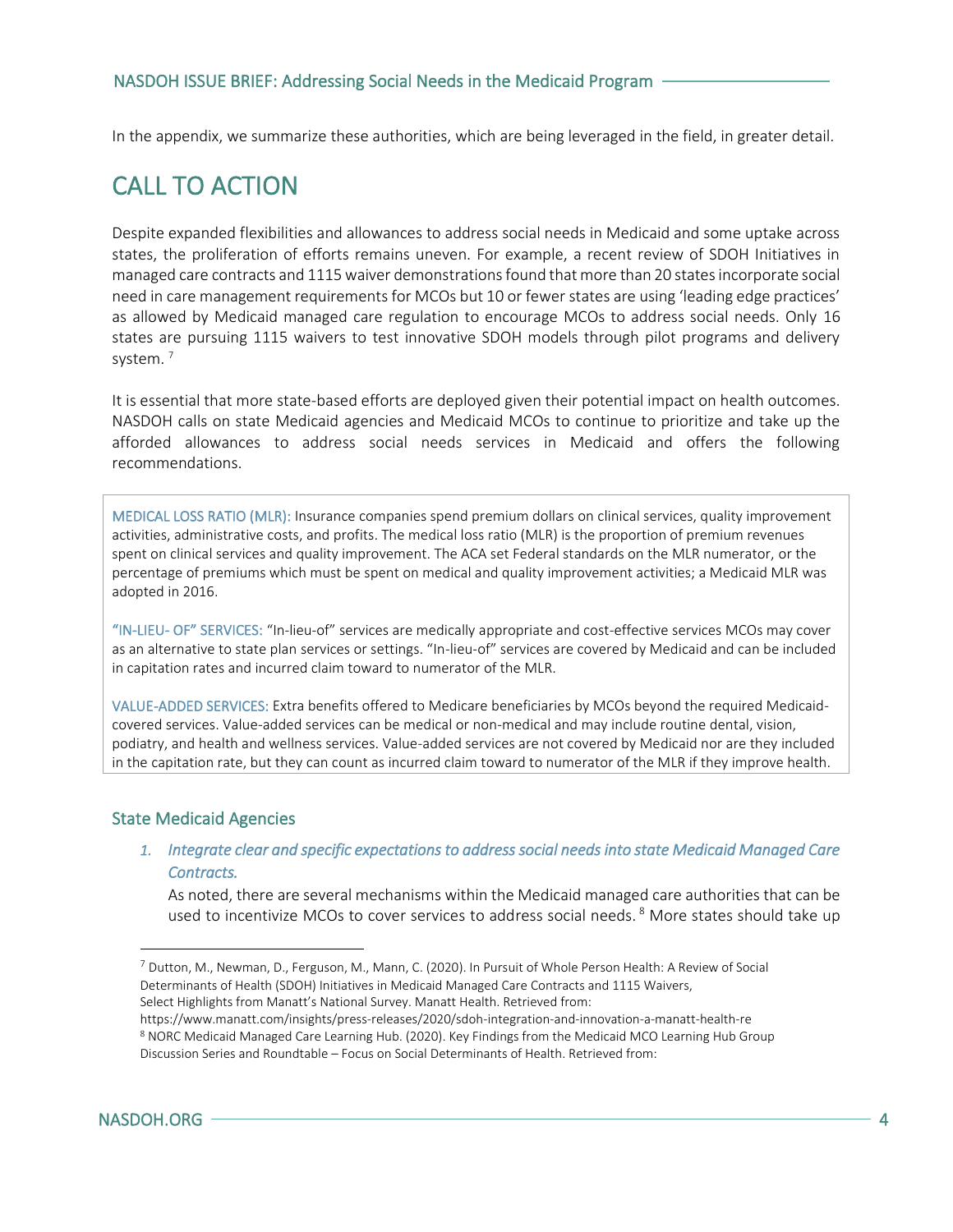In the appendix, we summarize these authorities, which are being leveraged in the field, in greater detail.

# CALL TO ACTION

Despite expanded flexibilities and allowances to address social needs in Medicaid and some uptake across states, the proliferation of efforts remains uneven. For example, a recent review of SDOH Initiatives in managed care contracts and 1115 waiver demonstrations found that more than 20 states incorporate social need in care management requirements for MCOs but 10 or fewer states are using 'leading edge practices' as allowed by Medicaid managed care regulation to encourage MCOs to address social needs. Only 16 states are pursuing 1115 waivers to test innovative SDOH models through pilot programs and delivery system. [7]

It is essential that more state-based efforts are deployed given their potential impact on health outcomes. NASDOH calls on state Medicaid agencies and Medicaid MCOs to continue to prioritize and take up the afforded allowances to address social needs services in Medicaid and offers the following recommendations.

MEDICAL LOSS RATIO (MLR): Insurance companies spend premium dollars on clinical services, quality improvement activities, administrative costs, and profits. The medical loss ratio (MLR) is the proportion of premium revenues spent on clinical services and quality improvement. The ACA set Federal standards on the MLR numerator, or the percentage of premiums which must be spent on medical and quality improvement activities; a Medicaid MLR was adopted in 2016.

"IN-LIEU- OF" SERVICES: "In-lieu-of" services are medically appropriate and cost-effective services MCOs may cover as an alternative to state plan services or settings. "In-lieu-of" services are covered by Medicaid and can be included in capitation rates and incurred claim toward to numerator of the MLR.

VALUE-ADDED SERVICES: Extra benefits offered to Medicare beneficiaries by MCOs beyond the required Medicaid-covered services. Value-added services can be medical or non-medical and may include routine dental, vision, podiatry, and health and wellness services. Value-added services are not covered by Medicaid nor are they included in the capitation rate, but they can count as incurred claim toward to numerator of the MLR if they improve health.

## State Medicaid Agencies

1. *Integrate clear and specific expectations to address social needs into state Medicaid Managed Care Contracts.*

   As noted, there are several mechanisms within the Medicaid managed care authorities that can be used to incentivize MCOs to cover services to address social needs. [8] More states should take up

---

[7] Dutton, M., Newman, D., Ferguson, M., Mann, C. (2020). In Pursuit of Whole Person Health: A Review of Social Determinants of Health (SDOH) Initiatives in Medicaid Managed Care Contracts and 1115 Waivers, Select Highlights from Manatt's National Survey. Manatt Health. Retrieved from: https://www.manatt.com/insights/press-releases/2020/sdoh-integration-and-innovation-a-manatt-health-re

[8] NORC Medicaid Managed Care Learning Hub. (2020). Key Findings from the Medicaid MCO Learning Hub Group Discussion Series and Roundtable – Focus on Social Determinants of Health. Retrieved from: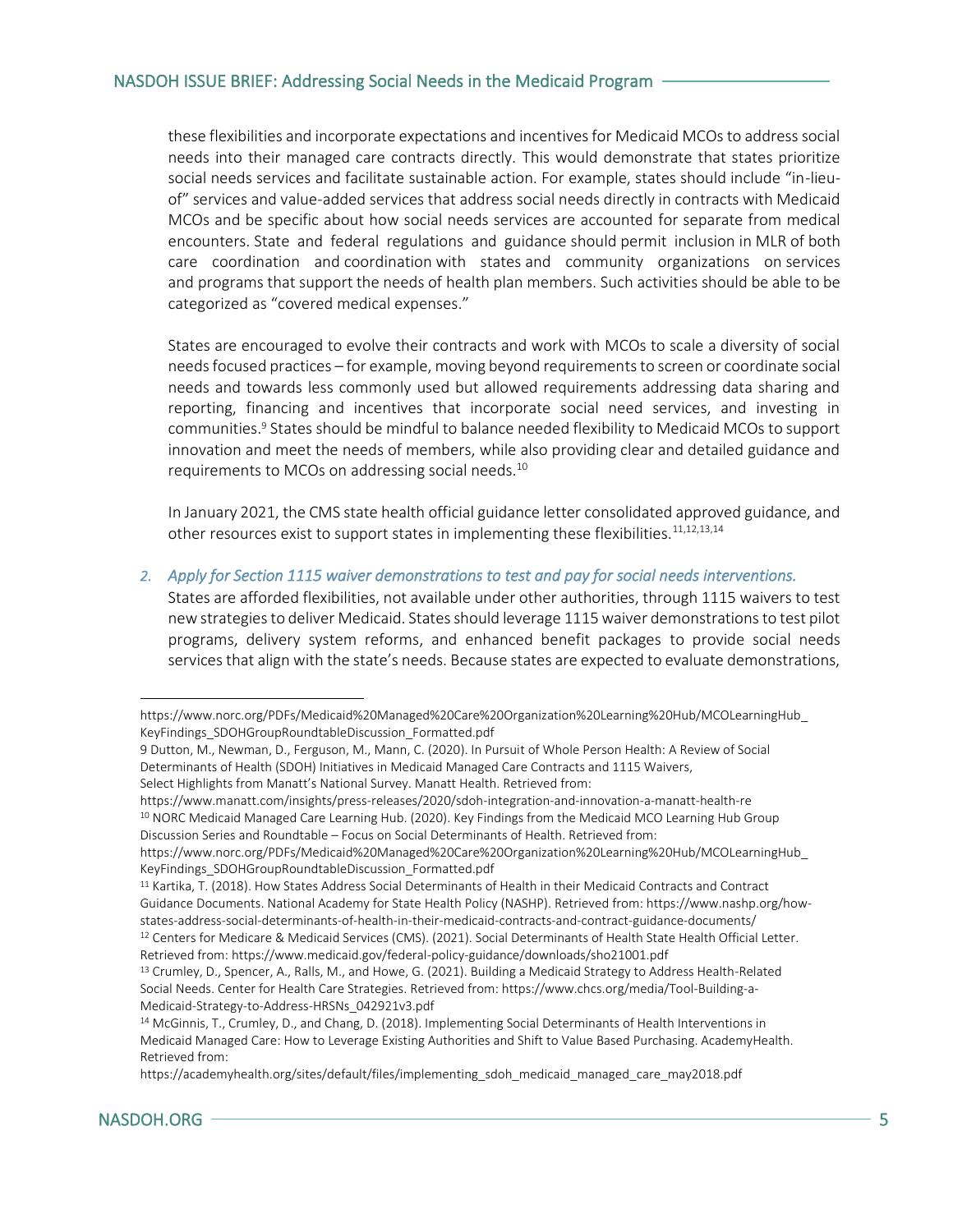these flexibilities and incorporate expectations and incentives for Medicaid MCOs to address social needs into their managed care contracts directly. This would demonstrate that states prioritize social needs services and facilitate sustainable action. For example, states should include "in-lieu-of" services and value-added services that address social needs directly in contracts with Medicaid MCOs and be specific about how social needs services are accounted for separate from medical encounters. State and federal regulations and guidance should permit inclusion in MLR of both care coordination and coordination with states and community organizations on services and programs that support the needs of health plan members. Such activities should be able to be categorized as "covered medical expenses."

States are encouraged to evolve their contracts and work with MCOs to scale a diversity of social needs focused practices – for example, moving beyond requirements to screen or coordinate social needs and towards less commonly used but allowed requirements addressing data sharing and reporting, financing and incentives that incorporate social need services, and investing in communities.[9] States should be mindful to balance needed flexibility to Medicaid MCOs to support innovation and meet the needs of members, while also providing clear and detailed guidance and requirements to MCOs on addressing social needs.[10]

In January 2021, the CMS state health official guidance letter consolidated approved guidance, and other resources exist to support states in implementing these flexibilities.[11,12,13,14]

2. *Apply for Section 1115 waiver demonstrations to test and pay for social needs interventions.*
   States are afforded flexibilities, not available under other authorities, through 1115 waivers to test new strategies to deliver Medicaid. States should leverage 1115 waiver demonstrations to test pilot programs, delivery system reforms, and enhanced benefit packages to provide social needs services that align with the state's needs. Because states are expected to evaluate demonstrations,

---

https://www.norc.org/PDFs/Medicaid%20Managed%20Care%20Organization%20Learning%20Hub/MCOLearningHub_KeyFindings_SDOHGroupRoundtableDiscussion_Formatted.pdf

9 Dutton, M., Newman, D., Ferguson, M., Mann, C. (2020). In Pursuit of Whole Person Health: A Review of Social Determinants of Health (SDOH) Initiatives in Medicaid Managed Care Contracts and 1115 Waivers, Select Highlights from Manatt's National Survey. Manatt Health. Retrieved from: https://www.manatt.com/insights/press-releases/2020/sdoh-integration-and-innovation-a-manatt-health-re

10 NORC Medicaid Managed Care Learning Hub. (2020). Key Findings from the Medicaid MCO Learning Hub Group Discussion Series and Roundtable – Focus on Social Determinants of Health. Retrieved from: https://www.norc.org/PDFs/Medicaid%20Managed%20Care%20Organization%20Learning%20Hub/MCOLearningHub_KeyFindings_SDOHGroupRoundtableDiscussion_Formatted.pdf

11 Kartika, T. (2018). How States Address Social Determinants of Health in their Medicaid Contracts and Contract Guidance Documents. National Academy for State Health Policy (NASHP). Retrieved from: https://www.nashp.org/how-states-address-social-determinants-of-health-in-their-medicaid-contracts-and-contract-guidance-documents/

12 Centers for Medicare & Medicaid Services (CMS). (2021). Social Determinants of Health State Health Official Letter. Retrieved from: https://www.medicaid.gov/federal-policy-guidance/downloads/sho21001.pdf

13 Crumley, D., Spencer, A., Ralls, M., and Howe, G. (2021). Building a Medicaid Strategy to Address Health-Related Social Needs. Center for Health Care Strategies. Retrieved from: https://www.chcs.org/media/Tool-Building-a-Medicaid-Strategy-to-Address-HRSNs_042921v3.pdf

14 McGinnis, T., Crumley, D., and Chang, D. (2018). Implementing Social Determinants of Health Interventions in Medicaid Managed Care: How to Leverage Existing Authorities and Shift to Value Based Purchasing. AcademyHealth. Retrieved from: https://academyhealth.org/sites/default/files/implementing_sdoh_medicaid_managed_care_may2018.pdf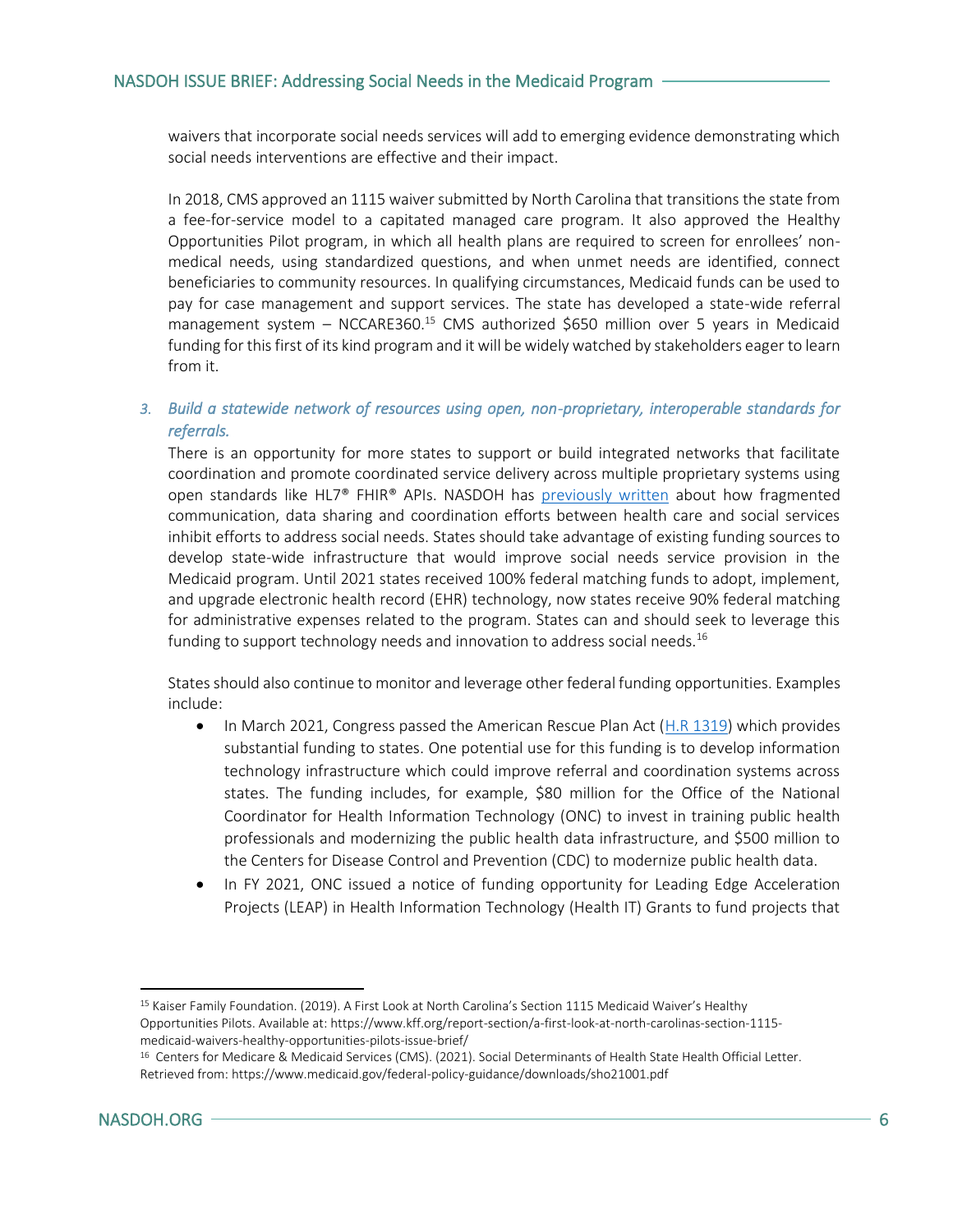waivers that incorporate social needs services will add to emerging evidence demonstrating which social needs interventions are effective and their impact.

In 2018, CMS approved an 1115 waiver submitted by North Carolina that transitions the state from a fee-for-service model to a capitated managed care program. It also approved the Healthy Opportunities Pilot program, in which all health plans are required to screen for enrollees' non-medical needs, using standardized questions, and when unmet needs are identified, connect beneficiaries to community resources. In qualifying circumstances, Medicaid funds can be used to pay for case management and support services. The state has developed a state-wide referral management system – NCCARE360.[15] CMS authorized $650 million over 5 years in Medicaid funding for this first of its kind program and it will be widely watched by stakeholders eager to learn from it.

3. *Build a statewide network of resources using open, non-proprietary, interoperable standards for referrals.*

There is an opportunity for more states to support or build integrated networks that facilitate coordination and promote coordinated service delivery across multiple proprietary systems using open standards like HL7® FHIR® APIs. NASDOH has previously written about how fragmented communication, data sharing and coordination efforts between health care and social services inhibit efforts to address social needs. States should take advantage of existing funding sources to develop state-wide infrastructure that would improve social needs service provision in the Medicaid program. Until 2021 states received 100% federal matching funds to adopt, implement, and upgrade electronic health record (EHR) technology, now states receive 90% federal matching for administrative expenses related to the program. States can and should seek to leverage this funding to support technology needs and innovation to address social needs.[16]

States should also continue to monitor and leverage other federal funding opportunities. Examples include:

- In March 2021, Congress passed the American Rescue Plan Act (H.R 1319) which provides substantial funding to states. One potential use for this funding is to develop information technology infrastructure which could improve referral and coordination systems across states. The funding includes, for example, $80 million for the Office of the National Coordinator for Health Information Technology (ONC) to invest in training public health professionals and modernizing the public health data infrastructure, and $500 million to the Centers for Disease Control and Prevention (CDC) to modernize public health data.
- In FY 2021, ONC issued a notice of funding opportunity for Leading Edge Acceleration Projects (LEAP) in Health Information Technology (Health IT) Grants to fund projects that

[15] Kaiser Family Foundation. (2019). A First Look at North Carolina's Section 1115 Medicaid Waiver's Healthy Opportunities Pilots. Available at: https://www.kff.org/report-section/a-first-look-at-north-carolinas-section-1115-medicaid-waivers-healthy-opportunities-pilots-issue-brief/

[16] Centers for Medicare & Medicaid Services (CMS). (2021). Social Determinants of Health State Health Official Letter. Retrieved from: https://www.medicaid.gov/federal-policy-guidance/downloads/sho21001.pdf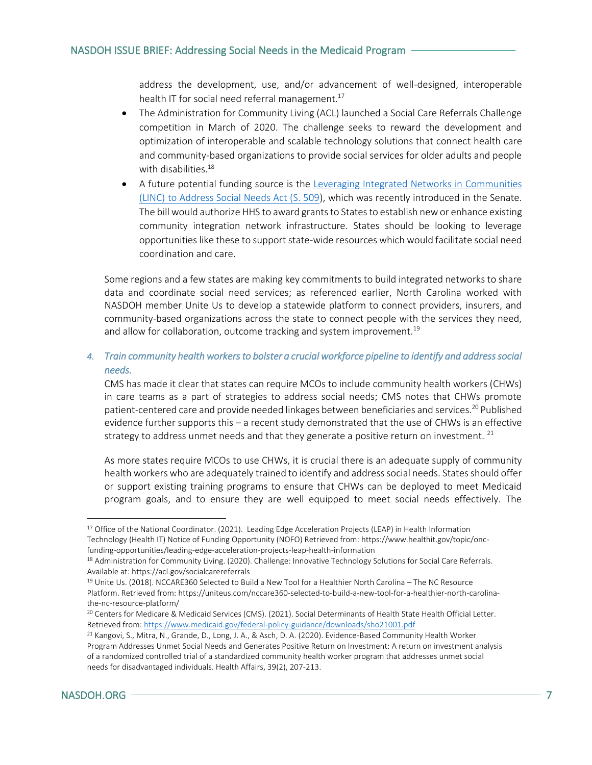address the development, use, and/or advancement of well-designed, interoperable health IT for social need referral management.[17]

- The Administration for Community Living (ACL) launched a Social Care Referrals Challenge competition in March of 2020. The challenge seeks to reward the development and optimization of interoperable and scalable technology solutions that connect health care and community-based organizations to provide social services for older adults and people with disabilities.[18]
- A future potential funding source is the Leveraging Integrated Networks in Communities (LINC) to Address Social Needs Act (S. 509), which was recently introduced in the Senate. The bill would authorize HHS to award grants to States to establish new or enhance existing community integration network infrastructure. States should be looking to leverage opportunities like these to support state-wide resources which would facilitate social need coordination and care.

Some regions and a few states are making key commitments to build integrated networks to share data and coordinate social need services; as referenced earlier, North Carolina worked with NASDOH member Unite Us to develop a statewide platform to connect providers, insurers, and community-based organizations across the state to connect people with the services they need, and allow for collaboration, outcome tracking and system improvement.[19]

4. *Train community health workers to bolster a crucial workforce pipeline to identify and address social needs.*

CMS has made it clear that states can require MCOs to include community health workers (CHWs) in care teams as a part of strategies to address social needs; CMS notes that CHWs promote patient-centered care and provide needed linkages between beneficiaries and services.[20] Published evidence further supports this – a recent study demonstrated that the use of CHWs is an effective strategy to address unmet needs and that they generate a positive return on investment.[21]

As more states require MCOs to use CHWs, it is crucial there is an adequate supply of community health workers who are adequately trained to identify and address social needs. States should offer or support existing training programs to ensure that CHWs can be deployed to meet Medicaid program goals, and to ensure they are well equipped to meet social needs effectively. The

---

[17] Office of the National Coordinator. (2021). Leading Edge Acceleration Projects (LEAP) in Health Information Technology (Health IT) Notice of Funding Opportunity (NOFO) Retrieved from: https://www.healthit.gov/topic/onc-funding-opportunities/leading-edge-acceleration-projects-leap-health-information

[18] Administration for Community Living. (2020). Challenge: Innovative Technology Solutions for Social Care Referrals. Available at: https://acl.gov/socialcarereferrals

[19] Unite Us. (2018). NCCARE360 Selected to Build a New Tool for a Healthier North Carolina – The NC Resource Platform. Retrieved from: https://uniteus.com/nccare360-selected-to-build-a-new-tool-for-a-healthier-north-carolina-the-nc-resource-platform/

[20] Centers for Medicare & Medicaid Services (CMS). (2021). Social Determinants of Health State Health Official Letter. Retrieved from: https://www.medicaid.gov/federal-policy-guidance/downloads/sho21001.pdf

[21] Kangovi, S., Mitra, N., Grande, D., Long, J. A., & Asch, D. A. (2020). Evidence-Based Community Health Worker Program Addresses Unmet Social Needs and Generates Positive Return on Investment: A return on investment analysis of a randomized controlled trial of a standardized community health worker program that addresses unmet social needs for disadvantaged individuals. Health Affairs, 39(2), 207-213.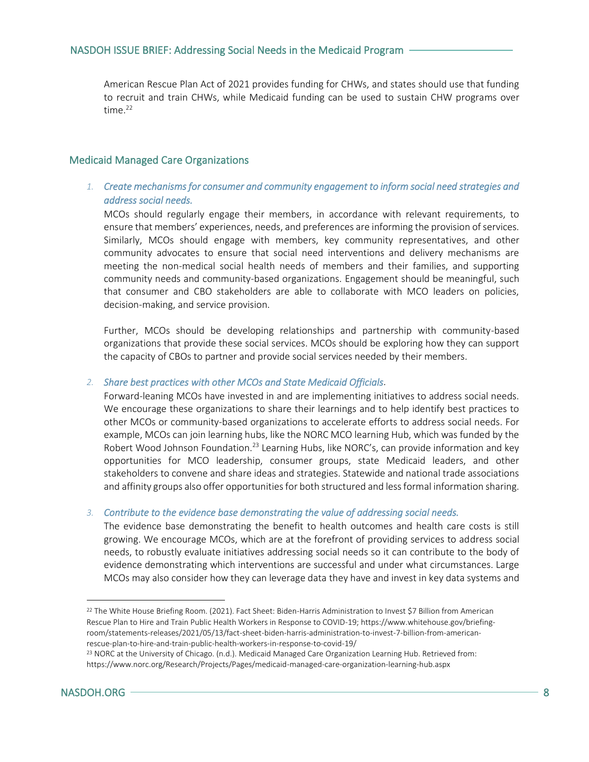American Rescue Plan Act of 2021 provides funding for CHWs, and states should use that funding to recruit and train CHWs, while Medicaid funding can be used to sustain CHW programs over time.[22]

## Medicaid Managed Care Organizations

1. *Create mechanisms for consumer and community engagement to inform social need strategies and address social needs.*

   MCOs should regularly engage their members, in accordance with relevant requirements, to ensure that members' experiences, needs, and preferences are informing the provision of services. Similarly, MCOs should engage with members, key community representatives, and other community advocates to ensure that social need interventions and delivery mechanisms are meeting the non-medical social health needs of members and their families, and supporting community needs and community-based organizations. Engagement should be meaningful, such that consumer and CBO stakeholders are able to collaborate with MCO leaders on policies, decision-making, and service provision.

   Further, MCOs should be developing relationships and partnership with community-based organizations that provide these social services. MCOs should be exploring how they can support the capacity of CBOs to partner and provide social services needed by their members.

2. *Share best practices with other MCOs and State Medicaid Officials*.

   Forward-leaning MCOs have invested in and are implementing initiatives to address social needs. We encourage these organizations to share their learnings and to help identify best practices to other MCOs or community-based organizations to accelerate efforts to address social needs. For example, MCOs can join learning hubs, like the NORC MCO learning Hub, which was funded by the Robert Wood Johnson Foundation.[23] Learning Hubs, like NORC's, can provide information and key opportunities for MCO leadership, consumer groups, state Medicaid leaders, and other stakeholders to convene and share ideas and strategies. Statewide and national trade associations and affinity groups also offer opportunities for both structured and less formal information sharing.

3. *Contribute to the evidence base demonstrating the value of addressing social needs.*

   The evidence base demonstrating the benefit to health outcomes and health care costs is still growing. We encourage MCOs, which are at the forefront of providing services to address social needs, to robustly evaluate initiatives addressing social needs so it can contribute to the body of evidence demonstrating which interventions are successful and under what circumstances. Large MCOs may also consider how they can leverage data they have and invest in key data systems and

---

[22] The White House Briefing Room. (2021). Fact Sheet: Biden-Harris Administration to Invest $7 Billion from American Rescue Plan to Hire and Train Public Health Workers in Response to COVID-19; https://www.whitehouse.gov/briefing-room/statements-releases/2021/05/13/fact-sheet-biden-harris-administration-to-invest-7-billion-from-american-rescue-plan-to-hire-and-train-public-health-workers-in-response-to-covid-19/

[23] NORC at the University of Chicago. (n.d.). Medicaid Managed Care Organization Learning Hub. Retrieved from: https://www.norc.org/Research/Projects/Pages/medicaid-managed-care-organization-learning-hub.aspx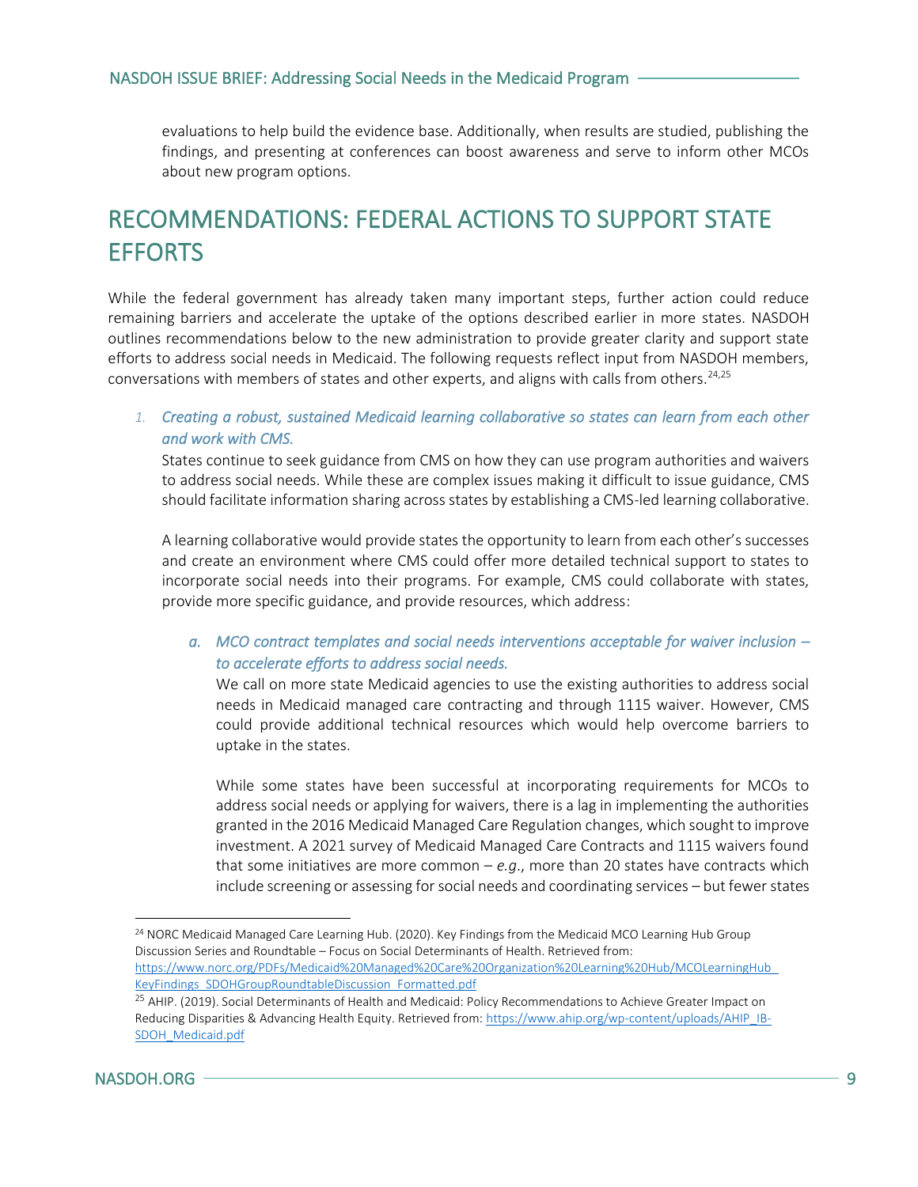evaluations to help build the evidence base. Additionally, when results are studied, publishing the findings, and presenting at conferences can boost awareness and serve to inform other MCOs about new program options.

# RECOMMENDATIONS: FEDERAL ACTIONS TO SUPPORT STATE EFFORTS

While the federal government has already taken many important steps, further action could reduce remaining barriers and accelerate the uptake of the options described earlier in more states. NASDOH outlines recommendations below to the new administration to provide greater clarity and support state efforts to address social needs in Medicaid. The following requests reflect input from NASDOH members, conversations with members of states and other experts, and aligns with calls from others.[24,25]

1. *Creating a robust, sustained Medicaid learning collaborative so states can learn from each other and work with CMS.*

   States continue to seek guidance from CMS on how they can use program authorities and waivers to address social needs. While these are complex issues making it difficult to issue guidance, CMS should facilitate information sharing across states by establishing a CMS-led learning collaborative.

   A learning collaborative would provide states the opportunity to learn from each other's successes and create an environment where CMS could offer more detailed technical support to states to incorporate social needs into their programs. For example, CMS could collaborate with states, provide more specific guidance, and provide resources, which address:

   a. *MCO contract templates and social needs interventions acceptable for waiver inclusion – to accelerate efforts to address social needs.*

      We call on more state Medicaid agencies to use the existing authorities to address social needs in Medicaid managed care contracting and through 1115 waiver. However, CMS could provide additional technical resources which would help overcome barriers to uptake in the states.

      While some states have been successful at incorporating requirements for MCOs to address social needs or applying for waivers, there is a lag in implementing the authorities granted in the 2016 Medicaid Managed Care Regulation changes, which sought to improve investment. A 2021 survey of Medicaid Managed Care Contracts and 1115 waivers found that some initiatives are more common – *e.g.*, more than 20 states have contracts which include screening or assessing for social needs and coordinating services – but fewer states

[24] NORC Medicaid Managed Care Learning Hub. (2020). Key Findings from the Medicaid MCO Learning Hub Group Discussion Series and Roundtable – Focus on Social Determinants of Health. Retrieved from: https://www.norc.org/PDFs/Medicaid%20Managed%20Care%20Organization%20Learning%20Hub/MCOLearningHub_KeyFindings_SDOHGroupRoundtableDiscussion_Formatted.pdf

[25] AHIP. (2019). Social Determinants of Health and Medicaid: Policy Recommendations to Achieve Greater Impact on Reducing Disparities & Advancing Health Equity. Retrieved from: https://www.ahip.org/wp-content/uploads/AHIP_IB-SDOH_Medicaid.pdf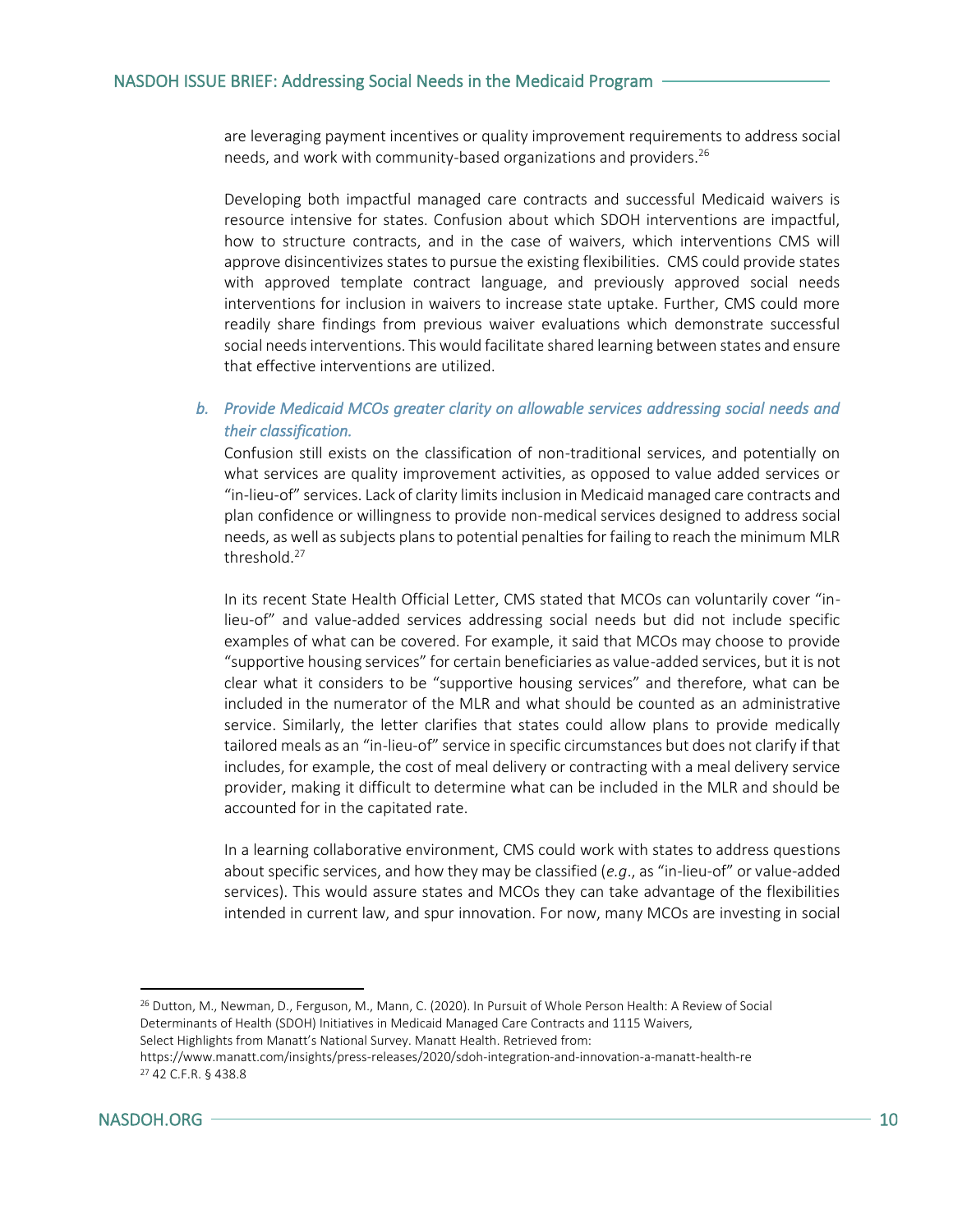are leveraging payment incentives or quality improvement requirements to address social needs, and work with community-based organizations and providers.[26]

Developing both impactful managed care contracts and successful Medicaid waivers is resource intensive for states. Confusion about which SDOH interventions are impactful, how to structure contracts, and in the case of waivers, which interventions CMS will approve disincentivizes states to pursue the existing flexibilities. CMS could provide states with approved template contract language, and previously approved social needs interventions for inclusion in waivers to increase state uptake. Further, CMS could more readily share findings from previous waiver evaluations which demonstrate successful social needs interventions. This would facilitate shared learning between states and ensure that effective interventions are utilized.

### *b. Provide Medicaid MCOs greater clarity on allowable services addressing social needs and their classification.*

Confusion still exists on the classification of non-traditional services, and potentially on what services are quality improvement activities, as opposed to value added services or "in-lieu-of" services. Lack of clarity limits inclusion in Medicaid managed care contracts and plan confidence or willingness to provide non-medical services designed to address social needs, as well as subjects plans to potential penalties for failing to reach the minimum MLR threshold.[27]

In its recent State Health Official Letter, CMS stated that MCOs can voluntarily cover "in-lieu-of" and value-added services addressing social needs but did not include specific examples of what can be covered. For example, it said that MCOs may choose to provide "supportive housing services" for certain beneficiaries as value-added services, but it is not clear what it considers to be "supportive housing services" and therefore, what can be included in the numerator of the MLR and what should be counted as an administrative service. Similarly, the letter clarifies that states could allow plans to provide medically tailored meals as an "in-lieu-of" service in specific circumstances but does not clarify if that includes, for example, the cost of meal delivery or contracting with a meal delivery service provider, making it difficult to determine what can be included in the MLR and should be accounted for in the capitated rate.

In a learning collaborative environment, CMS could work with states to address questions about specific services, and how they may be classified (*e.g*., as "in-lieu-of" or value-added services). This would assure states and MCOs they can take advantage of the flexibilities intended in current law, and spur innovation. For now, many MCOs are investing in social

---

[26] Dutton, M., Newman, D., Ferguson, M., Mann, C. (2020). In Pursuit of Whole Person Health: A Review of Social Determinants of Health (SDOH) Initiatives in Medicaid Managed Care Contracts and 1115 Waivers, Select Highlights from Manatt's National Survey. Manatt Health. Retrieved from: https://www.manatt.com/insights/press-releases/2020/sdoh-integration-and-innovation-a-manatt-health-re

[27] 42 C.F.R. § 438.8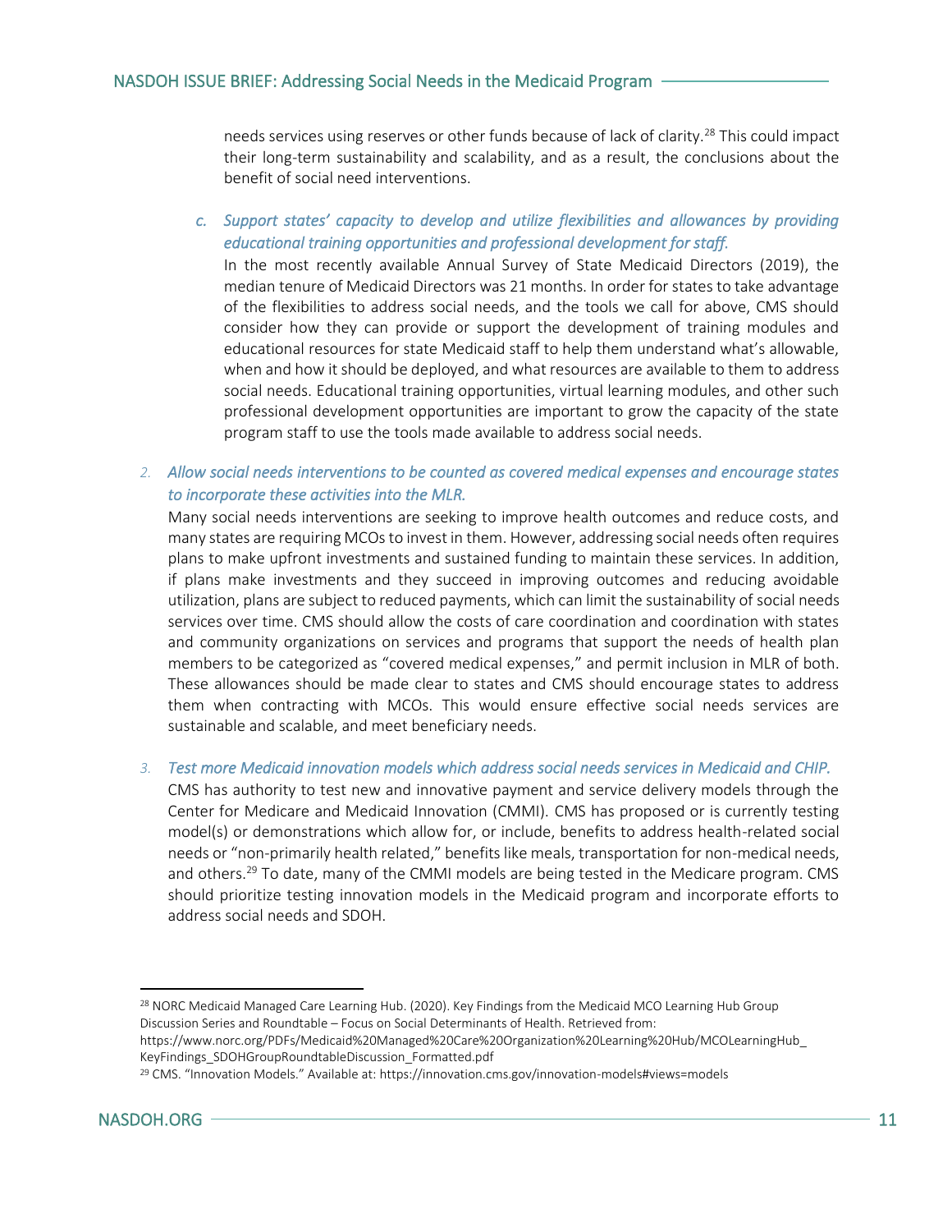needs services using reserves or other funds because of lack of clarity.[28] This could impact their long-term sustainability and scalability, and as a result, the conclusions about the benefit of social need interventions.

c. *Support states' capacity to develop and utilize flexibilities and allowances by providing educational training opportunities and professional development for staff.*

   In the most recently available Annual Survey of State Medicaid Directors (2019), the median tenure of Medicaid Directors was 21 months. In order for states to take advantage of the flexibilities to address social needs, and the tools we call for above, CMS should consider how they can provide or support the development of training modules and educational resources for state Medicaid staff to help them understand what's allowable, when and how it should be deployed, and what resources are available to them to address social needs. Educational training opportunities, virtual learning modules, and other such professional development opportunities are important to grow the capacity of the state program staff to use the tools made available to address social needs.

2. *Allow social needs interventions to be counted as covered medical expenses and encourage states to incorporate these activities into the MLR.*

   Many social needs interventions are seeking to improve health outcomes and reduce costs, and many states are requiring MCOs to invest in them. However, addressing social needs often requires plans to make upfront investments and sustained funding to maintain these services. In addition, if plans make investments and they succeed in improving outcomes and reducing avoidable utilization, plans are subject to reduced payments, which can limit the sustainability of social needs services over time. CMS should allow the costs of care coordination and coordination with states and community organizations on services and programs that support the needs of health plan members to be categorized as "covered medical expenses," and permit inclusion in MLR of both. These allowances should be made clear to states and CMS should encourage states to address them when contracting with MCOs. This would ensure effective social needs services are sustainable and scalable, and meet beneficiary needs.

3. *Test more Medicaid innovation models which address social needs services in Medicaid and CHIP.*

   CMS has authority to test new and innovative payment and service delivery models through the Center for Medicare and Medicaid Innovation (CMMI). CMS has proposed or is currently testing model(s) or demonstrations which allow for, or include, benefits to address health-related social needs or "non-primarily health related," benefits like meals, transportation for non-medical needs, and others.[29] To date, many of the CMMI models are being tested in the Medicare program. CMS should prioritize testing innovation models in the Medicaid program and incorporate efforts to address social needs and SDOH.

---

[28] NORC Medicaid Managed Care Learning Hub. (2020). Key Findings from the Medicaid MCO Learning Hub Group Discussion Series and Roundtable – Focus on Social Determinants of Health. Retrieved from: https://www.norc.org/PDFs/Medicaid%20Managed%20Care%20Organization%20Learning%20Hub/MCOLearningHub_KeyFindings_SDOHGroupRoundtableDiscussion_Formatted.pdf

[29] CMS. "Innovation Models." Available at: https://innovation.cms.gov/innovation-models#views=models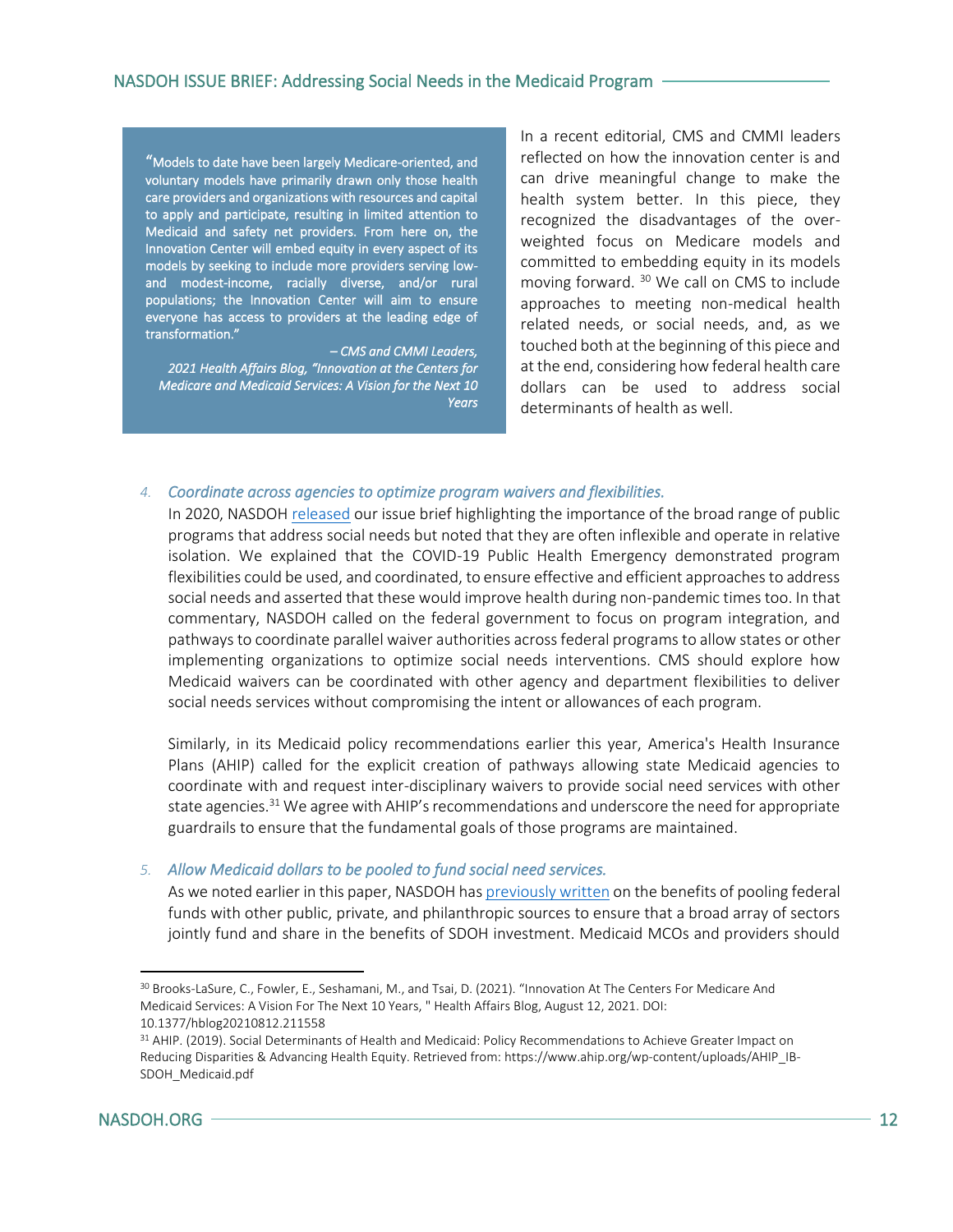> "Models to date have been largely Medicare-oriented, and voluntary models have primarily drawn only those health care providers and organizations with resources and capital to apply and participate, resulting in limited attention to Medicaid and safety net providers. From here on, the Innovation Center will embed equity in every aspect of its models by seeking to include more providers serving low- and modest-income, racially diverse, and/or rural populations; the Innovation Center will aim to ensure everyone has access to providers at the leading edge of transformation."
>
> *– CMS and CMMI Leaders, 2021 Health Affairs Blog, "Innovation at the Centers for Medicare and Medicaid Services: A Vision for the Next 10 Years*

In a recent editorial, CMS and CMMI leaders reflected on how the innovation center is and can drive meaningful change to make the health system better. In this piece, they recognized the disadvantages of the over-weighted focus on Medicare models and committed to embedding equity in its models moving forward. [30] We call on CMS to include approaches to meeting non-medical health related needs, or social needs, and, as we touched both at the beginning of this piece and at the end, considering how federal health care dollars can be used to address social determinants of health as well.

4. ***Coordinate across agencies to optimize program waivers and flexibilities.***

   In 2020, NASDOH released our issue brief highlighting the importance of the broad range of public programs that address social needs but noted that they are often inflexible and operate in relative isolation. We explained that the COVID-19 Public Health Emergency demonstrated program flexibilities could be used, and coordinated, to ensure effective and efficient approaches to address social needs and asserted that these would improve health during non-pandemic times too. In that commentary, NASDOH called on the federal government to focus on program integration, and pathways to coordinate parallel waiver authorities across federal programs to allow states or other implementing organizations to optimize social needs interventions. CMS should explore how Medicaid waivers can be coordinated with other agency and department flexibilities to deliver social needs services without compromising the intent or allowances of each program.

   Similarly, in its Medicaid policy recommendations earlier this year, America's Health Insurance Plans (AHIP) called for the explicit creation of pathways allowing state Medicaid agencies to coordinate with and request inter-disciplinary waivers to provide social need services with other state agencies.[31] We agree with AHIP's recommendations and underscore the need for appropriate guardrails to ensure that the fundamental goals of those programs are maintained.

5. ***Allow Medicaid dollars to be pooled to fund social need services.***

   As we noted earlier in this paper, NASDOH has previously written on the benefits of pooling federal funds with other public, private, and philanthropic sources to ensure that a broad array of sectors jointly fund and share in the benefits of SDOH investment. Medicaid MCOs and providers should

---

[30] Brooks-LaSure, C., Fowler, E., Seshamani, M., and Tsai, D. (2021). "Innovation At The Centers For Medicare And Medicaid Services: A Vision For The Next 10 Years, " Health Affairs Blog, August 12, 2021. DOI: 10.1377/hblog20210812.211558

[31] AHIP. (2019). Social Determinants of Health and Medicaid: Policy Recommendations to Achieve Greater Impact on Reducing Disparities & Advancing Health Equity. Retrieved from: https://www.ahip.org/wp-content/uploads/AHIP_IB-SDOH_Medicaid.pdf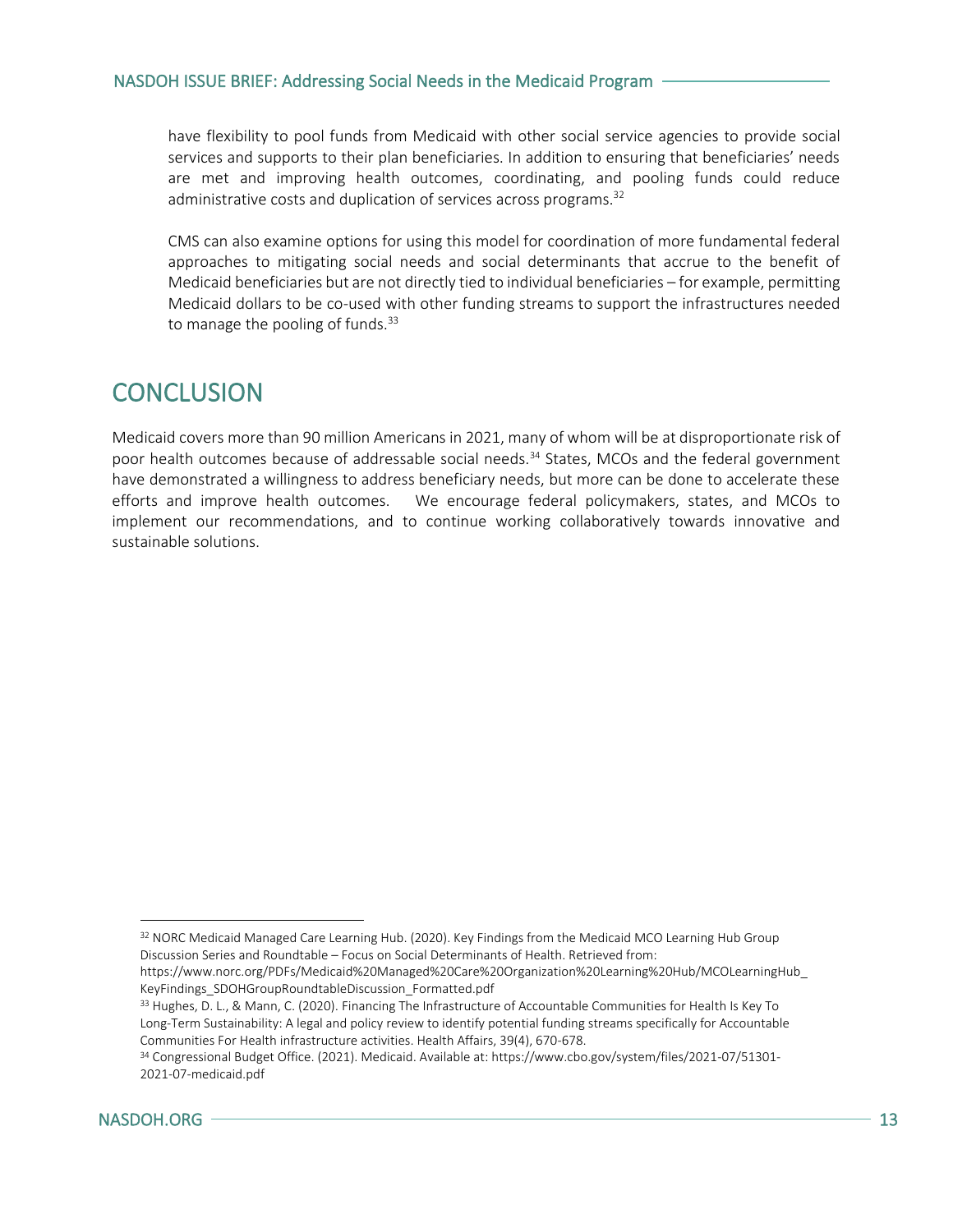have flexibility to pool funds from Medicaid with other social service agencies to provide social services and supports to their plan beneficiaries. In addition to ensuring that beneficiaries' needs are met and improving health outcomes, coordinating, and pooling funds could reduce administrative costs and duplication of services across programs.[32]

CMS can also examine options for using this model for coordination of more fundamental federal approaches to mitigating social needs and social determinants that accrue to the benefit of Medicaid beneficiaries but are not directly tied to individual beneficiaries – for example, permitting Medicaid dollars to be co-used with other funding streams to support the infrastructures needed to manage the pooling of funds.[33]

# CONCLUSION

Medicaid covers more than 90 million Americans in 2021, many of whom will be at disproportionate risk of poor health outcomes because of addressable social needs.[34] States, MCOs and the federal government have demonstrated a willingness to address beneficiary needs, but more can be done to accelerate these efforts and improve health outcomes. We encourage federal policymakers, states, and MCOs to implement our recommendations, and to continue working collaboratively towards innovative and sustainable solutions.

---

[32] NORC Medicaid Managed Care Learning Hub. (2020). Key Findings from the Medicaid MCO Learning Hub Group Discussion Series and Roundtable – Focus on Social Determinants of Health. Retrieved from: https://www.norc.org/PDFs/Medicaid%20Managed%20Care%20Organization%20Learning%20Hub/MCOLearningHub_KeyFindings_SDOHGroupRoundtableDiscussion_Formatted.pdf

[33] Hughes, D. L., & Mann, C. (2020). Financing The Infrastructure of Accountable Communities for Health Is Key To Long-Term Sustainability: A legal and policy review to identify potential funding streams specifically for Accountable Communities For Health infrastructure activities. Health Affairs, 39(4), 670-678.

[34] Congressional Budget Office. (2021). Medicaid. Available at: https://www.cbo.gov/system/files/2021-07/51301-2021-07-medicaid.pdf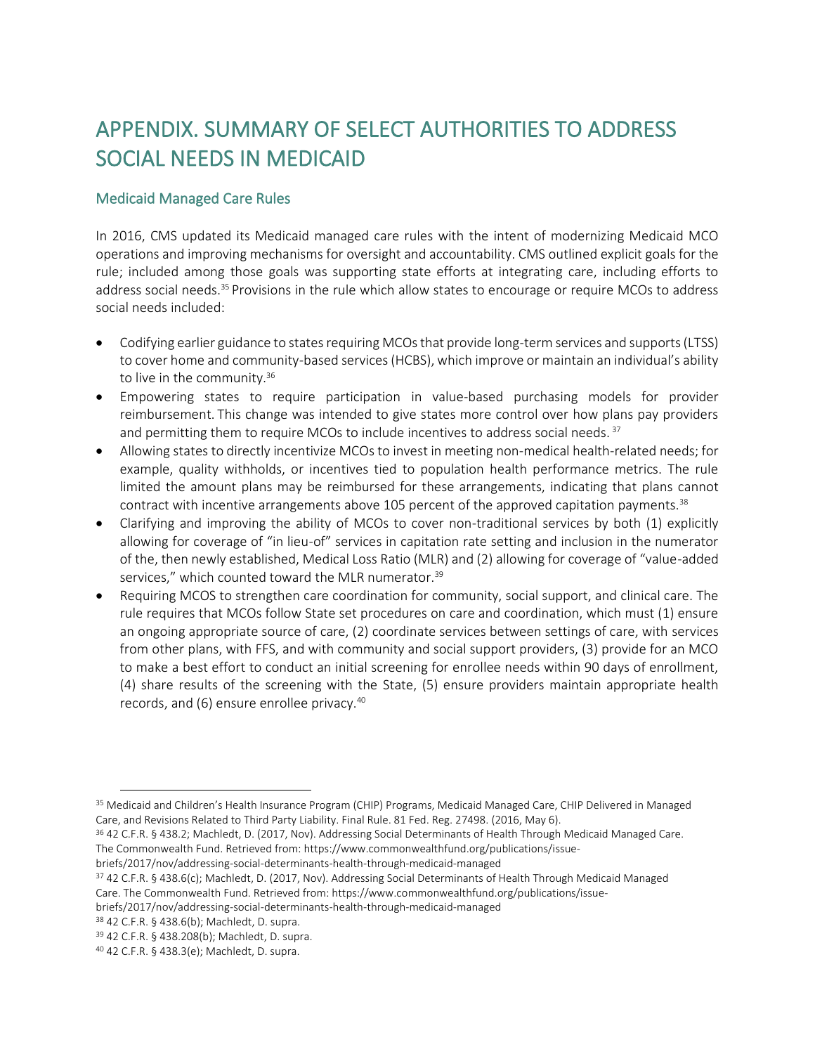# APPENDIX. SUMMARY OF SELECT AUTHORITIES TO ADDRESS SOCIAL NEEDS IN MEDICAID

## Medicaid Managed Care Rules

In 2016, CMS updated its Medicaid managed care rules with the intent of modernizing Medicaid MCO operations and improving mechanisms for oversight and accountability. CMS outlined explicit goals for the rule; included among those goals was supporting state efforts at integrating care, including efforts to address social needs.[35] Provisions in the rule which allow states to encourage or require MCOs to address social needs included:

- Codifying earlier guidance to states requiring MCOs that provide long-term services and supports (LTSS) to cover home and community-based services (HCBS), which improve or maintain an individual's ability to live in the community.[36]
- Empowering states to require participation in value-based purchasing models for provider reimbursement. This change was intended to give states more control over how plans pay providers and permitting them to require MCOs to include incentives to address social needs.[37]
- Allowing states to directly incentivize MCOs to invest in meeting non-medical health-related needs; for example, quality withholds, or incentives tied to population health performance metrics. The rule limited the amount plans may be reimbursed for these arrangements, indicating that plans cannot contract with incentive arrangements above 105 percent of the approved capitation payments.[38]
- Clarifying and improving the ability of MCOs to cover non-traditional services by both (1) explicitly allowing for coverage of "in lieu-of" services in capitation rate setting and inclusion in the numerator of the, then newly established, Medical Loss Ratio (MLR) and (2) allowing for coverage of "value-added services," which counted toward the MLR numerator.[39]
- Requiring MCOS to strengthen care coordination for community, social support, and clinical care. The rule requires that MCOs follow State set procedures on care and coordination, which must (1) ensure an ongoing appropriate source of care, (2) coordinate services between settings of care, with services from other plans, with FFS, and with community and social support providers, (3) provide for an MCO to make a best effort to conduct an initial screening for enrollee needs within 90 days of enrollment, (4) share results of the screening with the State, (5) ensure providers maintain appropriate health records, and (6) ensure enrollee privacy.[40]

---

[35] Medicaid and Children's Health Insurance Program (CHIP) Programs, Medicaid Managed Care, CHIP Delivered in Managed Care, and Revisions Related to Third Party Liability. Final Rule. 81 Fed. Reg. 27498. (2016, May 6).

[36] 42 C.F.R. § 438.2; Machledt, D. (2017, Nov). Addressing Social Determinants of Health Through Medicaid Managed Care. The Commonwealth Fund. Retrieved from: https://www.commonwealthfund.org/publications/issue-briefs/2017/nov/addressing-social-determinants-health-through-medicaid-managed

[37] 42 C.F.R. § 438.6(c); Machledt, D. (2017, Nov). Addressing Social Determinants of Health Through Medicaid Managed Care. The Commonwealth Fund. Retrieved from: https://www.commonwealthfund.org/publications/issue-briefs/2017/nov/addressing-social-determinants-health-through-medicaid-managed

[38] 42 C.F.R. § 438.6(b); Machledt, D. supra.

[39] 42 C.F.R. § 438.208(b); Machledt, D. supra.

[40] 42 C.F.R. § 438.3(e); Machledt, D. supra.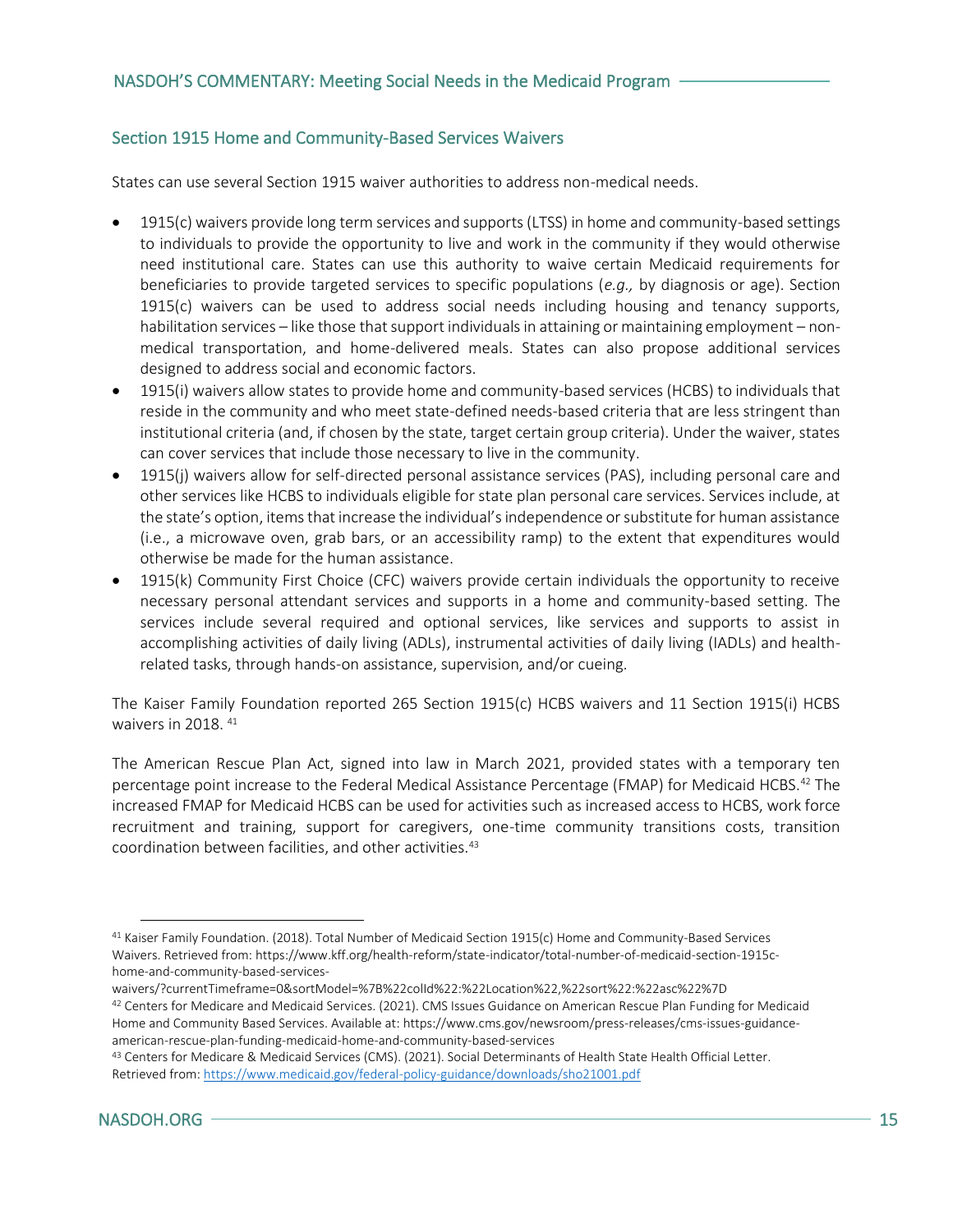## Section 1915 Home and Community-Based Services Waivers

States can use several Section 1915 waiver authorities to address non-medical needs.

- 1915(c) waivers provide long term services and supports (LTSS) in home and community-based settings to individuals to provide the opportunity to live and work in the community if they would otherwise need institutional care. States can use this authority to waive certain Medicaid requirements for beneficiaries to provide targeted services to specific populations (*e.g.,* by diagnosis or age). Section 1915(c) waivers can be used to address social needs including housing and tenancy supports, habilitation services – like those that support individuals in attaining or maintaining employment – non-medical transportation, and home-delivered meals. States can also propose additional services designed to address social and economic factors.
- 1915(i) waivers allow states to provide home and community-based services (HCBS) to individuals that reside in the community and who meet state-defined needs-based criteria that are less stringent than institutional criteria (and, if chosen by the state, target certain group criteria). Under the waiver, states can cover services that include those necessary to live in the community.
- 1915(j) waivers allow for self-directed personal assistance services (PAS), including personal care and other services like HCBS to individuals eligible for state plan personal care services. Services include, at the state's option, items that increase the individual's independence or substitute for human assistance (i.e., a microwave oven, grab bars, or an accessibility ramp) to the extent that expenditures would otherwise be made for the human assistance.
- 1915(k) Community First Choice (CFC) waivers provide certain individuals the opportunity to receive necessary personal attendant services and supports in a home and community-based setting. The services include several required and optional services, like services and supports to assist in accomplishing activities of daily living (ADLs), instrumental activities of daily living (IADLs) and health-related tasks, through hands-on assistance, supervision, and/or cueing.

The Kaiser Family Foundation reported 265 Section 1915(c) HCBS waivers and 11 Section 1915(i) HCBS waivers in 2018. [41]

The American Rescue Plan Act, signed into law in March 2021, provided states with a temporary ten percentage point increase to the Federal Medical Assistance Percentage (FMAP) for Medicaid HCBS.[42] The increased FMAP for Medicaid HCBS can be used for activities such as increased access to HCBS, work force recruitment and training, support for caregivers, one-time community transitions costs, transition coordination between facilities, and other activities.[43]

---

[41] Kaiser Family Foundation. (2018). Total Number of Medicaid Section 1915(c) Home and Community-Based Services Waivers. Retrieved from: https://www.kff.org/health-reform/state-indicator/total-number-of-medicaid-section-1915c-home-and-community-based-services-waivers/?currentTimeframe=0&sortModel=%7B%22colId%22:%22Location%22,%22sort%22:%22asc%22%7D

[42] Centers for Medicare and Medicaid Services. (2021). CMS Issues Guidance on American Rescue Plan Funding for Medicaid Home and Community Based Services. Available at: https://www.cms.gov/newsroom/press-releases/cms-issues-guidance-american-rescue-plan-funding-medicaid-home-and-community-based-services

[43] Centers for Medicare & Medicaid Services (CMS). (2021). Social Determinants of Health State Health Official Letter. Retrieved from: https://www.medicaid.gov/federal-policy-guidance/downloads/sho21001.pdf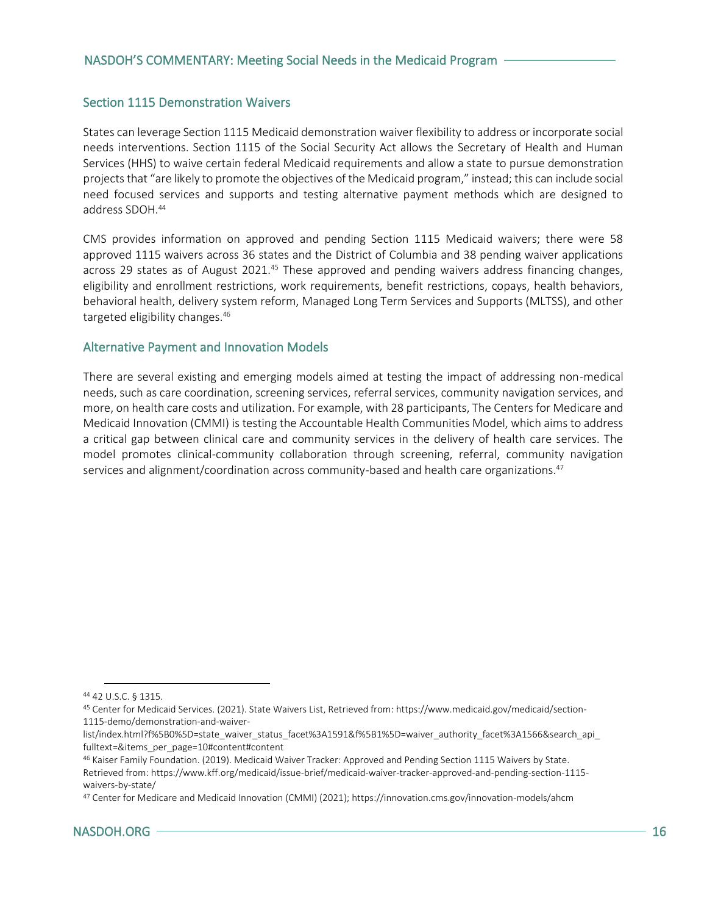## Section 1115 Demonstration Waivers

States can leverage Section 1115 Medicaid demonstration waiver flexibility to address or incorporate social needs interventions. Section 1115 of the Social Security Act allows the Secretary of Health and Human Services (HHS) to waive certain federal Medicaid requirements and allow a state to pursue demonstration projects that "are likely to promote the objectives of the Medicaid program," instead; this can include social need focused services and supports and testing alternative payment methods which are designed to address SDOH.[44]

CMS provides information on approved and pending Section 1115 Medicaid waivers; there were 58 approved 1115 waivers across 36 states and the District of Columbia and 38 pending waiver applications across 29 states as of August 2021.[45] These approved and pending waivers address financing changes, eligibility and enrollment restrictions, work requirements, benefit restrictions, copays, health behaviors, behavioral health, delivery system reform, Managed Long Term Services and Supports (MLTSS), and other targeted eligibility changes.[46]

## Alternative Payment and Innovation Models

There are several existing and emerging models aimed at testing the impact of addressing non-medical needs, such as care coordination, screening services, referral services, community navigation services, and more, on health care costs and utilization. For example, with 28 participants, The Centers for Medicare and Medicaid Innovation (CMMI) is testing the Accountable Health Communities Model, which aims to address a critical gap between clinical care and community services in the delivery of health care services. The model promotes clinical-community collaboration through screening, referral, community navigation services and alignment/coordination across community-based and health care organizations.[47]

---

[44] 42 U.S.C. § 1315.

[45] Center for Medicaid Services. (2021). State Waivers List, Retrieved from: https://www.medicaid.gov/medicaid/section-1115-demo/demonstration-and-waiver-list/index.html?f%5B0%5D=state_waiver_status_facet%3A1591&f%5B1%5D=waiver_authority_facet%3A1566&search_api_fulltext=&items_per_page=10#content#content

[46] Kaiser Family Foundation. (2019). Medicaid Waiver Tracker: Approved and Pending Section 1115 Waivers by State. Retrieved from: https://www.kff.org/medicaid/issue-brief/medicaid-waiver-tracker-approved-and-pending-section-1115-waivers-by-state/

[47] Center for Medicare and Medicaid Innovation (CMMI) (2021); https://innovation.cms.gov/innovation-models/ahcm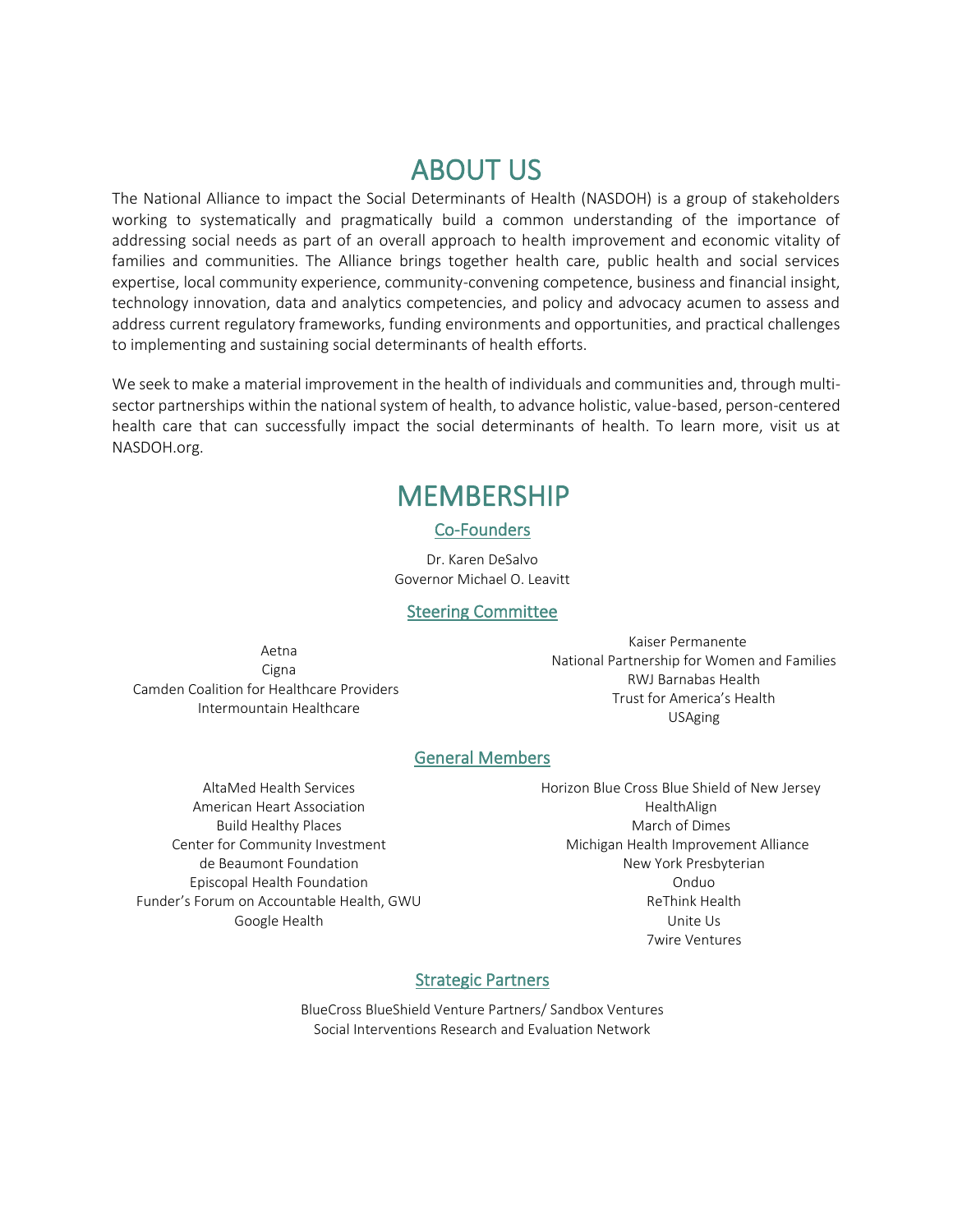# ABOUT US

The National Alliance to impact the Social Determinants of Health (NASDOH) is a group of stakeholders working to systematically and pragmatically build a common understanding of the importance of addressing social needs as part of an overall approach to health improvement and economic vitality of families and communities. The Alliance brings together health care, public health and social services expertise, local community experience, community-convening competence, business and financial insight, technology innovation, data and analytics competencies, and policy and advocacy acumen to assess and address current regulatory frameworks, funding environments and opportunities, and practical challenges to implementing and sustaining social determinants of health efforts.

We seek to make a material improvement in the health of individuals and communities and, through multi-sector partnerships within the national system of health, to advance holistic, value-based, person-centered health care that can successfully impact the social determinants of health. To learn more, visit us at NASDOH.org.

# MEMBERSHIP

## Co-Founders

Dr. Karen DeSalvo
Governor Michael O. Leavitt

## Steering Committee

Aetna
Cigna
Camden Coalition for Healthcare Providers
Intermountain Healthcare
Kaiser Permanente
National Partnership for Women and Families
RWJ Barnabas Health
Trust for America's Health
USAging

## General Members

AltaMed Health Services
American Heart Association
Build Healthy Places
Center for Community Investment
de Beaumont Foundation
Episcopal Health Foundation
Funder's Forum on Accountable Health, GWU
Google Health
Horizon Blue Cross Blue Shield of New Jersey
HealthAlign
March of Dimes
Michigan Health Improvement Alliance
New York Presbyterian
Onduo
ReThink Health
Unite Us
7wire Ventures

## Strategic Partners

BlueCross BlueShield Venture Partners/ Sandbox Ventures
Social Interventions Research and Evaluation Network